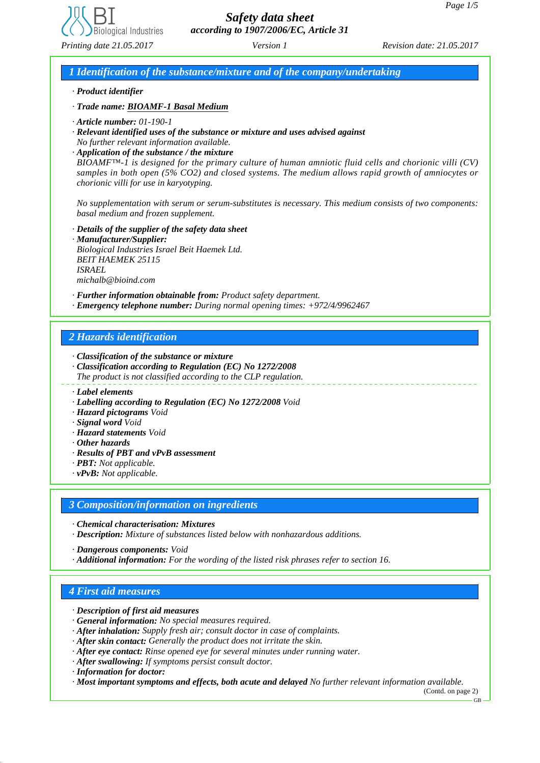# Safety data sheet
*according to 1907/2006/EC, Article 31*

*Printing date 21.05.2017* *Version 1* *Revision date: 21.05.2017*

## 1 Identification of the substance/mixture and of the company/undertaking

· ***Product identifier***

· ***Trade name: BIOAMF-1 Basal Medium***

· ***Article number:*** *01-190-1*
· ***Relevant identified uses of the substance or mixture and uses advised against***
*No further relevant information available.*
· ***Application of the substance / the mixture***
*BIOAMF™-1 is designed for the primary culture of human amniotic fluid cells and chorionic villi (CV) samples in both open (5% CO2) and closed systems. The medium allows rapid growth of amniocytes or chorionic villi for use in karyotyping.*

*No supplementation with serum or serum-substitutes is necessary. This medium consists of two components: basal medium and frozen supplement.*

· ***Details of the supplier of the safety data sheet***
· ***Manufacturer/Supplier:***
*Biological Industries Israel Beit Haemek Ltd.*
*BEIT HAEMEK 25115*
*ISRAEL*
*michalb@bioind.com*

· ***Further information obtainable from:*** *Product safety department.*
· ***Emergency telephone number:*** *During normal opening times: +972/4/9962467*

## 2 Hazards identification

· ***Classification of the substance or mixture***
· ***Classification according to Regulation (EC) No 1272/2008***
*The product is not classified according to the CLP regulation.*

· ***Label elements***
· ***Labelling according to Regulation (EC) No 1272/2008*** *Void*
· ***Hazard pictograms*** *Void*
· ***Signal word*** *Void*
· ***Hazard statements*** *Void*
· ***Other hazards***
· ***Results of PBT and vPvB assessment***
· ***PBT:*** *Not applicable.*
· ***vPvB:*** *Not applicable.*

## 3 Composition/information on ingredients

· ***Chemical characterisation: Mixtures***
· ***Description:*** *Mixture of substances listed below with nonhazardous additions.*

· ***Dangerous components:*** *Void*
· ***Additional information:*** *For the wording of the listed risk phrases refer to section 16.*

## 4 First aid measures

· ***Description of first aid measures***
· ***General information:*** *No special measures required.*
· ***After inhalation:*** *Supply fresh air; consult doctor in case of complaints.*
· ***After skin contact:*** *Generally the product does not irritate the skin.*
· ***After eye contact:*** *Rinse opened eye for several minutes under running water.*
· ***After swallowing:*** *If symptoms persist consult doctor.*
· ***Information for doctor:***
· ***Most important symptoms and effects, both acute and delayed*** *No further relevant information available.*

(Contd. on page 2)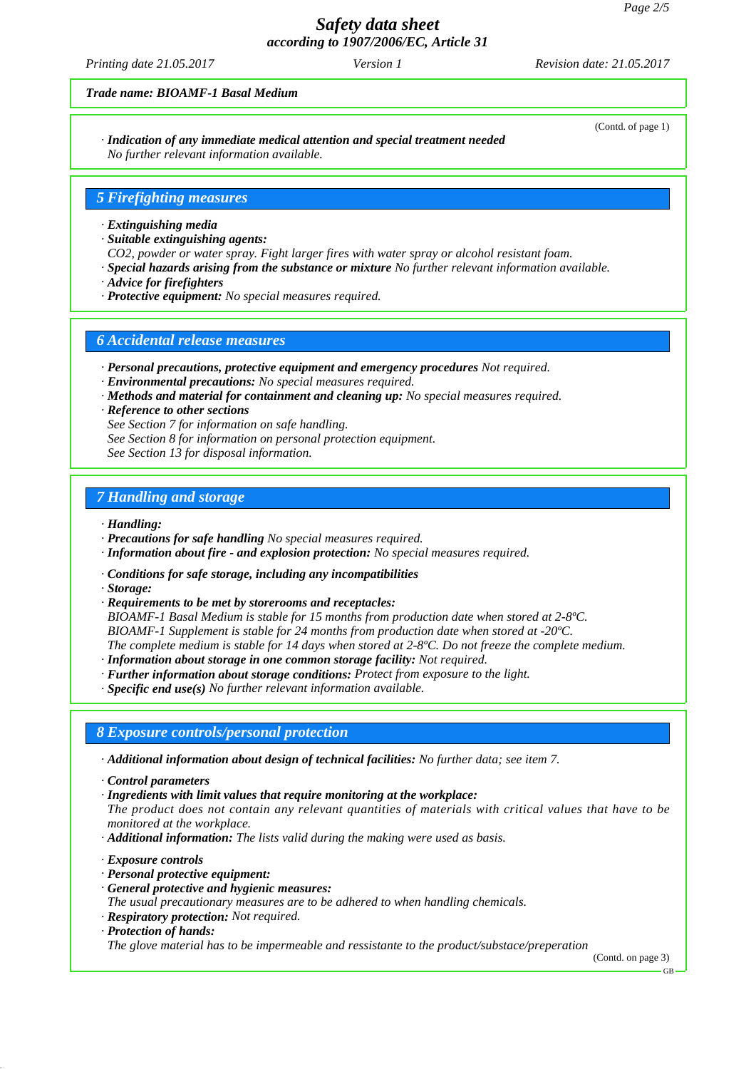*Trade name: BIOAMF-1 Basal Medium*

(Contd. of page 1)

· ***Indication of any immediate medical attention and special treatment needed***
*No further relevant information available.*

## 5 Firefighting measures

· ***Extinguishing media***
· ***Suitable extinguishing agents:***
*$CO_2$, powder or water spray. Fight larger fires with water spray or alcohol resistant foam.*
· ***Special hazards arising from the substance or mixture*** *No further relevant information available.*
· ***Advice for firefighters***
· ***Protective equipment:*** *No special measures required.*

## 6 Accidental release measures

· ***Personal precautions, protective equipment and emergency procedures*** *Not required.*
· ***Environmental precautions:*** *No special measures required.*
· ***Methods and material for containment and cleaning up:*** *No special measures required.*
· ***Reference to other sections***
*See Section 7 for information on safe handling.*
*See Section 8 for information on personal protection equipment.*
*See Section 13 for disposal information.*

## 7 Handling and storage

· ***Handling:***
· ***Precautions for safe handling*** *No special measures required.*
· ***Information about fire - and explosion protection:*** *No special measures required.*

· ***Conditions for safe storage, including any incompatibilities***
· ***Storage:***
· ***Requirements to be met by storerooms and receptacles:***
*BIOAMF-1 Basal Medium is stable for 15 months from production date when stored at 2-8ºC.*
*BIOAMF-1 Supplement is stable for 24 months from production date when stored at -20ºC.*
*The complete medium is stable for 14 days when stored at 2-8ºC. Do not freeze the complete medium.*
· ***Information about storage in one common storage facility:*** *Not required.*
· ***Further information about storage conditions:*** *Protect from exposure to the light.*
· ***Specific end use(s)*** *No further relevant information available.*

## 8 Exposure controls/personal protection

· ***Additional information about design of technical facilities:*** *No further data; see item 7.*

· ***Control parameters***
· ***Ingredients with limit values that require monitoring at the workplace:***
*The product does not contain any relevant quantities of materials with critical values that have to be monitored at the workplace.*
· ***Additional information:*** *The lists valid during the making were used as basis.*

· ***Exposure controls***
· ***Personal protective equipment:***
· ***General protective and hygienic measures:***
*The usual precautionary measures are to be adhered to when handling chemicals.*
· ***Respiratory protection:*** *Not required.*
· ***Protection of hands:***
*The glove material has to be impermeable and ressistante to the product/substace/preperation*

(Contd. on page 3)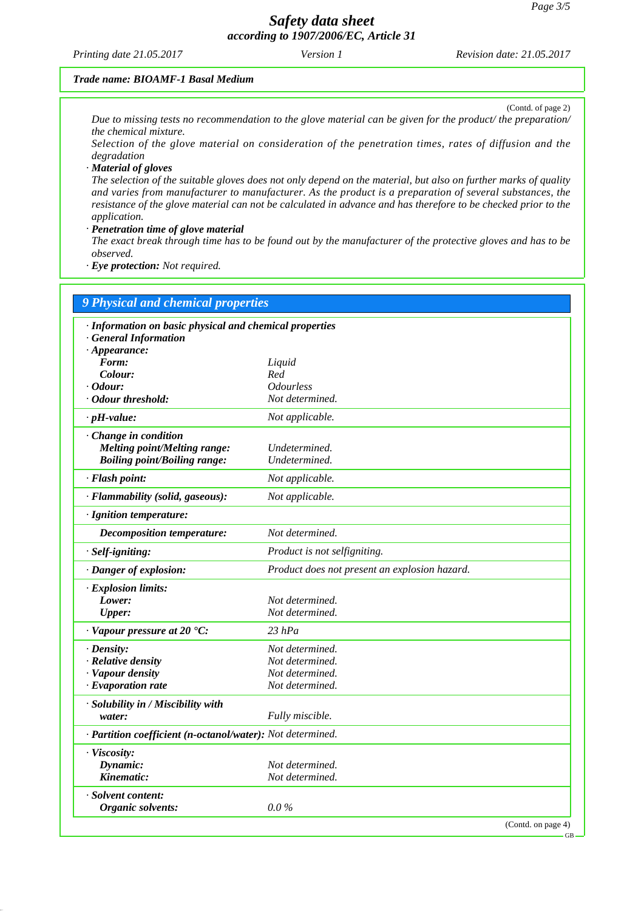Safety data sheet
according to 1907/2006/EC, Article 31

Printing date 21.05.2017 Version 1 Revision date: 21.05.2017

**Trade name: BIOAMF-1 Basal Medium**

(Contd. of page 2)

*Due to missing tests no recommendation to the glove material can be given for the product/ the preparation/ the chemical mixture.*
*Selection of the glove material on consideration of the penetration times, rates of diffusion and the degradation*

· ***Material of gloves***
*The selection of the suitable gloves does not only depend on the material, but also on further marks of quality and varies from manufacturer to manufacturer. As the product is a preparation of several substances, the resistance of the glove material can not be calculated in advance and has therefore to be checked prior to the application.*

· ***Penetration time of glove material***
*The exact break through time has to be found out by the manufacturer of the protective gloves and has to be observed.*

· ***Eye protection:*** *Not required.*

## 9 Physical and chemical properties

| Property | Value |
|---|---|
| · **Information on basic physical and chemical properties** | |
| · **General Information** | |
| · **Appearance:** | |
| **Form:** | Liquid |
| **Colour:** | Red |
| · **Odour:** | Odourless |
| · **Odour threshold:** | Not determined. |
| · **pH-value:** | Not applicable. |
| · **Change in condition** | |
| **Melting point/Melting range:** | Undetermined. |
| **Boiling point/Boiling range:** | Undetermined. |
| · **Flash point:** | Not applicable. |
| · **Flammability (solid, gaseous):** | Not applicable. |
| · **Ignition temperature:** | |
| **Decomposition temperature:** | Not determined. |
| · **Self-igniting:** | Product is not selfigniting. |
| · **Danger of explosion:** | Product does not present an explosion hazard. |
| · **Explosion limits:** | |
| **Lower:** | Not determined. |
| **Upper:** | Not determined. |
| · **Vapour pressure at 20 °C:** | 23 hPa |
| · **Density:** | Not determined. |
| · **Relative density** | Not determined. |
| · **Vapour density** | Not determined. |
| · **Evaporation rate** | Not determined. |
| · **Solubility in / Miscibility with water:** | Fully miscible. |
| · **Partition coefficient (n-octanol/water):** | Not determined. |
| · **Viscosity:** | |
| **Dynamic:** | Not determined. |
| **Kinematic:** | Not determined. |
| · **Solvent content:** | |
| **Organic solvents:** | 0.0 % |

(Contd. on page 4)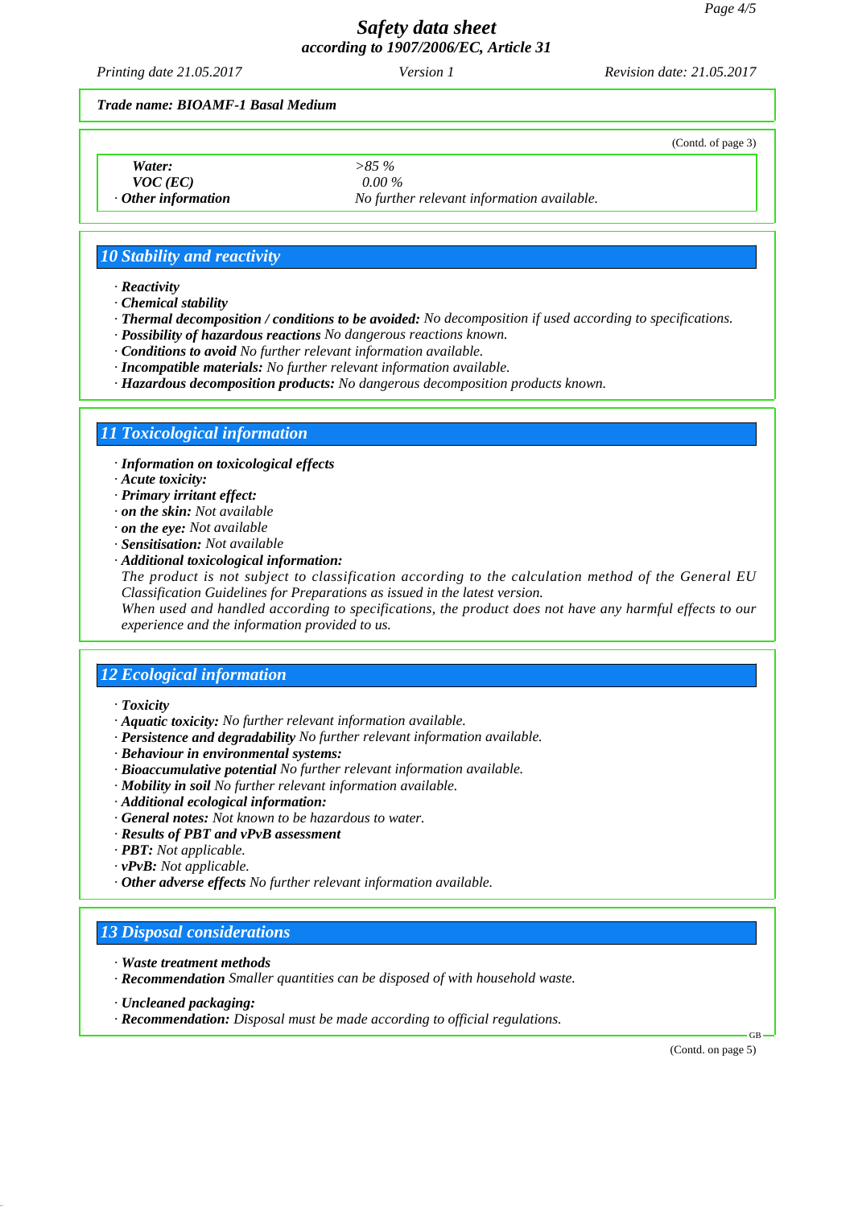*Trade name: BIOAMF-1 Basal Medium*

(Contd. of page 3)

| | |
|---|---|
| ***Water:*** | *>85 %* |
| ***VOC (EC)*** | *0.00 %* |
| *·* ***Other information*** | *No further relevant information available.* |

## 10 Stability and reactivity

- ***Reactivity***
- ***Chemical stability***
- ***Thermal decomposition / conditions to be avoided:*** *No decomposition if used according to specifications.*
- ***Possibility of hazardous reactions*** *No dangerous reactions known.*
- ***Conditions to avoid*** *No further relevant information available.*
- ***Incompatible materials:*** *No further relevant information available.*
- ***Hazardous decomposition products:*** *No dangerous decomposition products known.*

## 11 Toxicological information

- ***Information on toxicological effects***
- ***Acute toxicity:***
- ***Primary irritant effect:***
- ***on the skin:*** *Not available*
- ***on the eye:*** *Not available*
- ***Sensitisation:*** *Not available*
- ***Additional toxicological information:***
  *The product is not subject to classification according to the calculation method of the General EU Classification Guidelines for Preparations as issued in the latest version.*
  *When used and handled according to specifications, the product does not have any harmful effects to our experience and the information provided to us.*

## 12 Ecological information

- ***Toxicity***
- ***Aquatic toxicity:*** *No further relevant information available.*
- ***Persistence and degradability*** *No further relevant information available.*
- ***Behaviour in environmental systems:***
- ***Bioaccumulative potential*** *No further relevant information available.*
- ***Mobility in soil*** *No further relevant information available.*
- ***Additional ecological information:***
- ***General notes:*** *Not known to be hazardous to water.*
- ***Results of PBT and vPvB assessment***
- ***PBT:*** *Not applicable.*
- ***vPvB:*** *Not applicable.*
- ***Other adverse effects*** *No further relevant information available.*

## 13 Disposal considerations

- ***Waste treatment methods***
- ***Recommendation*** *Smaller quantities can be disposed of with household waste.*

- ***Uncleaned packaging:***
- ***Recommendation:*** *Disposal must be made according to official regulations.*

(Contd. on page 5)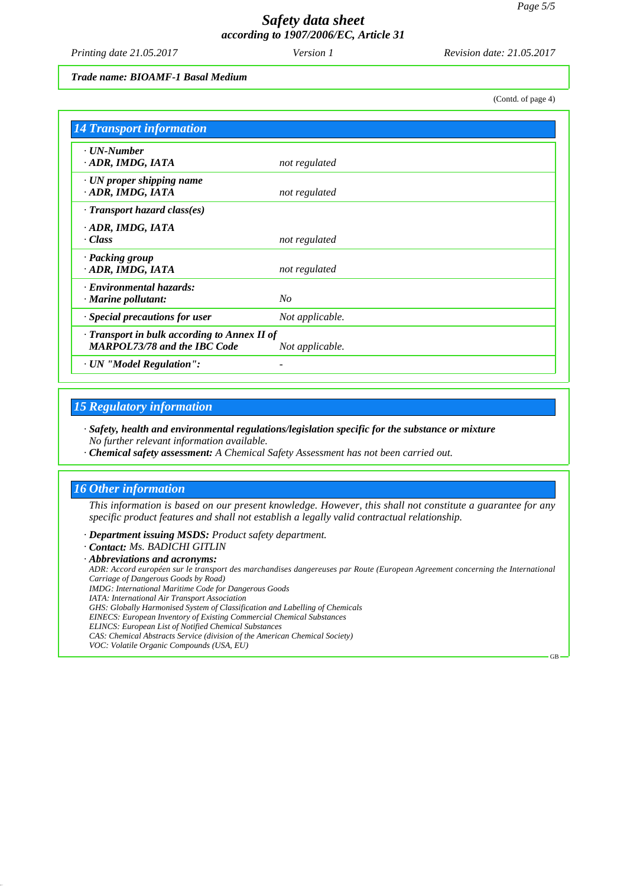*Trade name: BIOAMF-1 Basal Medium*

(Contd. of page 4)

## 14 Transport information

| | |
|---|---|
| · UN-Number<br>· ADR, IMDG, IATA | not regulated |
| · UN proper shipping name<br>· ADR, IMDG, IATA | not regulated |
| · Transport hazard class(es) | |
| · ADR, IMDG, IATA<br>· Class | not regulated |
| · Packing group<br>· ADR, IMDG, IATA | not regulated |
| · Environmental hazards:<br>· Marine pollutant: | No |
| · Special precautions for user | Not applicable. |
| · Transport in bulk according to Annex II of MARPOL73/78 and the IBC Code | Not applicable. |
| · UN "Model Regulation": | - |

## 15 Regulatory information

· ***Safety, health and environmental regulations/legislation specific for the substance or mixture***
*No further relevant information available.*
· ***Chemical safety assessment:*** *A Chemical Safety Assessment has not been carried out.*

## 16 Other information

*This information is based on our present knowledge. However, this shall not constitute a guarantee for any specific product features and shall not establish a legally valid contractual relationship.*

· ***Department issuing MSDS:*** *Product safety department.*
· ***Contact:*** *Ms. BADICHI GITLIN*
· ***Abbreviations and acronyms:***
*ADR: Accord européen sur le transport des marchandises dangereuses par Route (European Agreement concerning the International Carriage of Dangerous Goods by Road)*
*IMDG: International Maritime Code for Dangerous Goods*
*IATA: International Air Transport Association*
*GHS: Globally Harmonised System of Classification and Labelling of Chemicals*
*EINECS: European Inventory of Existing Commercial Chemical Substances*
*ELINCS: European List of Notified Chemical Substances*
*CAS: Chemical Abstracts Service (division of the American Chemical Society)*
*VOC: Volatile Organic Compounds (USA, EU)*

GB